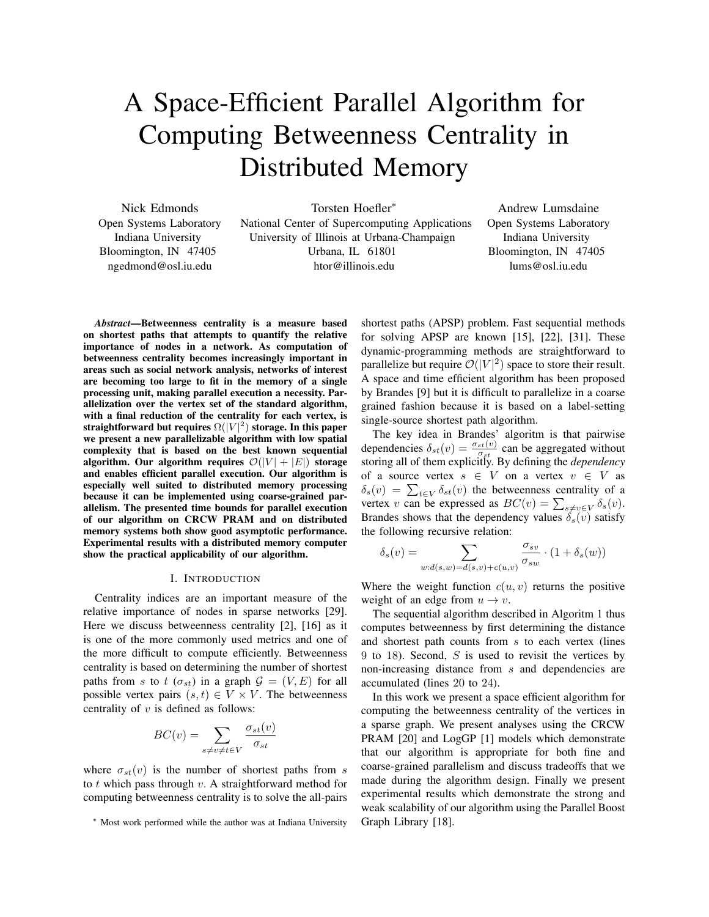# A Space-Efficient Parallel Algorithm for Computing Betweenness Centrality in Distributed Memory

Nick Edmonds
Open Systems Laboratory
Indiana University
Bloomington, IN 47405
ngedmond@osl.iu.edu

Torsten Hoefler*
National Center of Supercomputing Applications
University of Illinois at Urbana-Champaign
Urbana, IL 61801
htor@illinois.edu

Andrew Lumsdaine
Open Systems Laboratory
Indiana University
Bloomington, IN 47405
lums@osl.iu.edu

***Abstract*—Betweenness centrality is a measure based on shortest paths that attempts to quantify the relative importance of nodes in a network. As computation of betweenness centrality becomes increasingly important in areas such as social network analysis, networks of interest are becoming too large to fit in the memory of a single processing unit, making parallel execution a necessity. Parallelization over the vertex set of the standard algorithm, with a final reduction of the centrality for each vertex, is straightforward but requires $\Omega(|V|^2)$ storage. In this paper we present a new parallelizable algorithm with low spatial complexity that is based on the best known sequential algorithm. Our algorithm requires $\mathcal{O}(|V| + |E|)$ storage and enables efficient parallel execution. Our algorithm is especially well suited to distributed memory processing because it can be implemented using coarse-grained parallelism. The presented time bounds for parallel execution of our algorithm on CRCW PRAM and on distributed memory systems both show good asymptotic performance. Experimental results with a distributed memory computer show the practical applicability of our algorithm.**

## I. Introduction

Centrality indices are an important measure of the relative importance of nodes in sparse networks [29]. Here we discuss betweenness centrality [2], [16] as it is one of the more commonly used metrics and one of the more difficult to compute efficiently. Betweenness centrality is based on determining the number of shortest paths from $s$ to $t$ ($\sigma_{st}$) in a graph $\mathcal{G} = (V, E)$ for all possible vertex pairs $(s, t) \in V \times V$. The betweenness centrality of $v$ is defined as follows:

$$BC(v) = \sum_{s \neq v \neq t \in V} \frac{\sigma_{st}(v)}{\sigma_{st}}$$

where $\sigma_{st}(v)$ is the number of shortest paths from $s$ to $t$ which pass through $v$. A straightforward method for computing betweenness centrality is to solve the all-pairs shortest paths (APSP) problem. Fast sequential methods for solving APSP are known [15], [22], [31]. These dynamic-programming methods are straightforward to parallelize but require $\mathcal{O}(|V|^2)$ space to store their result. A space and time efficient algorithm has been proposed by Brandes [9] but it is difficult to parallelize in a coarse grained fashion because it is based on a label-setting single-source shortest path algorithm.

The key idea in Brandes' algoritm is that pairwise dependencies $\delta_{st}(v) = \frac{\sigma_{st}(v)}{\sigma_{st}}$ can be aggregated without storing all of them explicitly. By defining the *dependency* of a source vertex $s \in V$ on a vertex $v \in V$ as $\delta_s(v) = \sum_{t \in V} \delta_{st}(v)$ the betweenness centrality of a vertex $v$ can be expressed as $BC(v) = \sum_{s \neq v \in V} \delta_s(v)$. Brandes shows that the dependency values $\delta_s(v)$ satisfy the following recursive relation:

$$\delta_s(v) = \sum_{w : d(s,w) = d(s,v) + c(u,v)} \frac{\sigma_{sv}}{\sigma_{sw}} \cdot (1 + \delta_s(w))$$

Where the weight function $c(u, v)$ returns the positive weight of an edge from $u \to v$.

The sequential algorithm described in Algoritm 1 thus computes betweenness by first determining the distance and shortest path counts from $s$ to each vertex (lines 9 to 18). Second, $S$ is used to revisit the vertices by non-increasing distance from $s$ and dependencies are accumulated (lines 20 to 24).

In this work we present a space efficient algorithm for computing the betweenness centrality of the vertices in a sparse graph. We present analyses using the CRCW PRAM [20] and LogGP [1] models which demonstrate that our algorithm is appropriate for both fine and coarse-grained parallelism and discuss tradeoffs that we made during the algorithm design. Finally we present experimental results which demonstrate the strong and weak scalability of our algorithm using the Parallel Boost Graph Library [18].

* Most work performed while the author was at Indiana University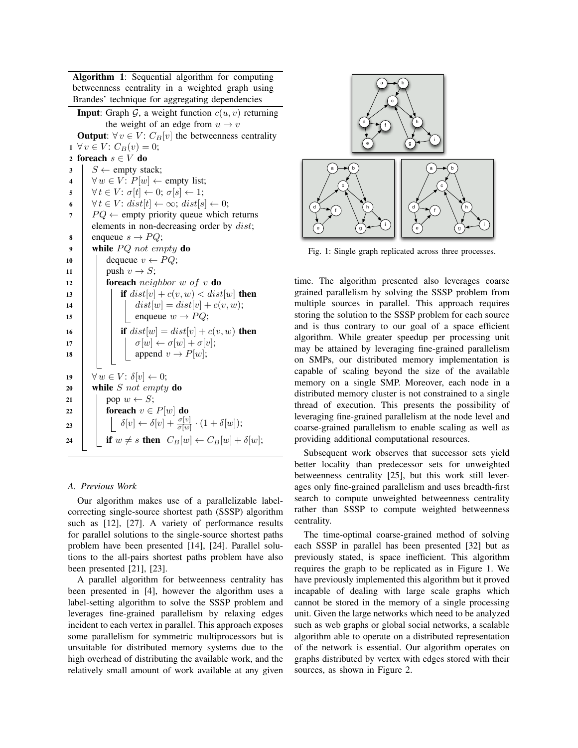**Algorithm 1**: Sequential algorithm for computing betweenness centrality in a weighted graph using Brandes' technique for aggregating dependencies

**Input**: Graph $\mathcal{G}$, a weight function $c(u, v)$ returning the weight of an edge from $u \rightarrow v$

**Output**: $\forall v \in V$: $C_B[v]$ the betweenness centrality

```
1  ∀ v ∈ V: C_B(v) = 0;
2  foreach s ∈ V do
3      S ← empty stack;
4      ∀ w ∈ V: P[w] ← empty list;
5      ∀ t ∈ V: σ[t] ← 0; σ[s] ← 1;
6      ∀ t ∈ V: dist[t] ← ∞; dist[s] ← 0;
7      PQ ← empty priority queue which returns
           elements in non-decreasing order by dist;
8      enqueue s → PQ;
9      while PQ not empty do
10         dequeue v ← PQ;
11         push v → S;
12         foreach neighbor w of v do
13             if dist[v] + c(v, w) < dist[w] then
14                 dist[w] = dist[v] + c(v, w);
15                 enqueue w → PQ;
16             if dist[w] = dist[v] + c(v, w) then
17                 σ[w] ← σ[w] + σ[v];
18                 append v → P[w];
19     ∀ w ∈ V: δ[v] ← 0;
20     while S not empty do
21         pop w ← S;
22         foreach v ∈ P[w] do
23             δ[v] ← δ[v] + (σ[v]/σ[w]) · (1 + δ[w]);
24         if w ≠ s then C_B[w] ← C_B[w] + δ[w];
```

Fig. 1: Single graph replicated across three processes.

### A. Previous Work

Our algorithm makes use of a parallelizable label-correcting single-source shortest path (SSSP) algorithm such as [12], [27]. A variety of performance results for parallel solutions to the single-source shortest paths problem have been presented [14], [24]. Parallel solutions to the all-pairs shortest paths problem have also been presented [21], [23].

A parallel algorithm for betweenness centrality has been presented in [4], however the algorithm uses a label-setting algorithm to solve the SSSP problem and leverages fine-grained parallelism by relaxing edges incident to each vertex in parallel. This approach exposes some parallelism for symmetric multiprocessors but is unsuitable for distributed memory systems due to the high overhead of distributing the available work, and the relatively small amount of work available at any given time. The algorithm presented also leverages coarse grained parallelism by solving the SSSP problem from multiple sources in parallel. This approach requires storing the solution to the SSSP problem for each source and is thus contrary to our goal of a space efficient algorithm. While greater speedup per processing unit may be attained by leveraging fine-grained parallelism on SMPs, our distributed memory implementation is capable of scaling beyond the size of the available memory on a single SMP. Moreover, each node in a distributed memory cluster is not constrained to a single thread of execution. This presents the possibility of leveraging fine-grained parallelism at the node level and coarse-grained parallelism to enable scaling as well as providing additional computational resources.

Subsequent work observes that successor sets yield better locality than predecessor sets for unweighted betweenness centrality [25], but this work still leverages only fine-grained parallelism and uses breadth-first search to compute unweighted betweenness centrality rather than SSSP to compute weighted betweenness centrality.

The time-optimal coarse-grained method of solving each SSSP in parallel has been presented [32] but as previously stated, is space inefficient. This algorithm requires the graph to be replicated as in Figure 1. We have previously implemented this algorithm but it proved incapable of dealing with large scale graphs which cannot be stored in the memory of a single processing unit. Given the large networks which need to be analyzed such as web graphs or global social networks, a scalable algorithm able to operate on a distributed representation of the network is essential. Our algorithm operates on graphs distributed by vertex with edges stored with their sources, as shown in Figure 2.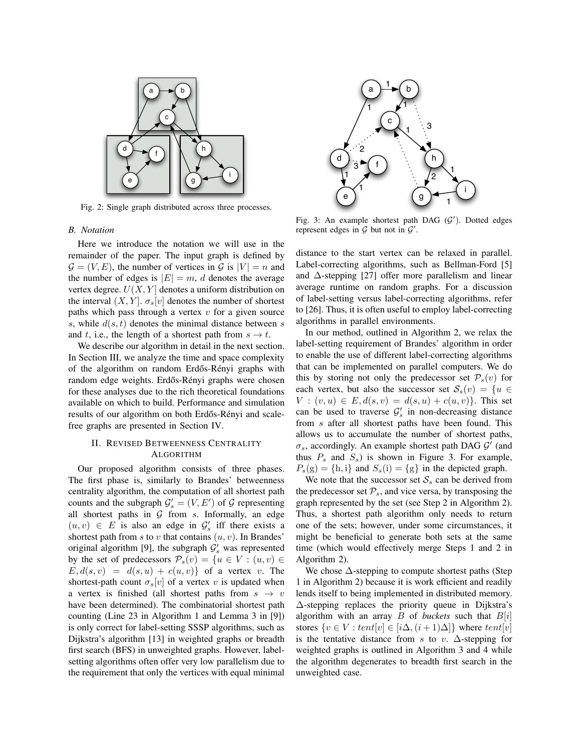Fig. 2: Single graph distributed across three processes.

Fig. 3: An example shortest path DAG ($\mathcal{G}'$). Dotted edges represent edges in $\mathcal{G}$ but not in $\mathcal{G}'$.

### B. Notation

Here we introduce the notation we will use in the remainder of the paper. The input graph is defined by $\mathcal{G} = (V, E)$, the number of vertices in $\mathcal{G}$ is $|V| = n$ and the number of edges is $|E| = m$, $d$ denotes the average vertex degree. $U(X, Y]$ denotes a uniform distribution on the interval $(X, Y]$. $\sigma_s[v]$ denotes the number of shortest paths which pass through a vertex $v$ for a given source $s$, while $d(s, t)$ denotes the minimal distance between $s$ and $t$, i.e., the length of a shortest path from $s \to t$.

We describe our algorithm in detail in the next section. In Section III, we analyze the time and space complexity of the algorithm on random Erdős-Rényi graphs with random edge weights. Erdős-Rényi graphs were chosen for these analyses due to the rich theoretical foundations available on which to build. Performance and simulation results of our algorithm on both Erdős-Rényi and scale-free graphs are presented in Section IV.

## II. Revised Betweenness Centrality Algorithm

Our proposed algorithm consists of three phases. The first phase is, similarly to Brandes' betweenness centrality algorithm, the computation of all shortest path counts and the subgraph $\mathcal{G}'_s = (V, E')$ of $\mathcal{G}$ representing all shortest paths in $\mathcal{G}$ from $s$. Informally, an edge $(u, v) \in E$ is also an edge in $\mathcal{G}'_s$ iff there exists a shortest path from $s$ to $v$ that contains $(u, v)$. In Brandes' original algorithm [9], the subgraph $\mathcal{G}'_s$ was represented by the set of predecessors $\mathcal{P}_s(v) = \{u \in V : (u, v) \in E, d(s, v) = d(s, u) + c(u, v)\}$ of a vertex $v$. The shortest-path count $\sigma_s[v]$ of a vertex $v$ is updated when a vertex is finished (all shortest paths from $s \to v$ have been determined). The combinatorial shortest path counting (Line 23 in Algorithm 1 and Lemma 3 in [9]) is only correct for label-setting SSSP algorithms, such as Dijkstra's algorithm [13] in weighted graphs or breadth first search (BFS) in unweighted graphs. However, label-setting algorithms often offer very low parallelism due to the requirement that only the vertices with equal minimal distance to the start vertex can be relaxed in parallel. Label-correcting algorithms, such as Bellman-Ford [5] and $\Delta$-stepping [27] offer more parallelism and linear average runtime on random graphs. For a discussion of label-setting versus label-correcting algorithms, refer to [26]. Thus, it is often useful to employ label-correcting algorithms in parallel environments.

In our method, outlined in Algorithm 2, we relax the label-setting requirement of Brandes' algorithm in order to enable the use of different label-correcting algorithms that can be implemented on parallel computers. We do this by storing not only the predecessor set $\mathcal{P}_s(v)$ for each vertex, but also the successor set $\mathcal{S}_s(v) = \{u \in V : (v, u) \in E, d(s, v) = d(s, u) + c(u, v)\}$. This set can be used to traverse $\mathcal{G}'_s$ in non-decreasing distance from $s$ after all shortest paths have been found. This allows us to accumulate the number of shortest paths, $\sigma_s$, accordingly. An example shortest path DAG $\mathcal{G}'$ (and thus $P_s$ and $S_s$) is shown in Figure 3. For example, $P_s(\mathrm{g}) = \{\mathrm{h}, \mathrm{i}\}$ and $S_s(\mathrm{i}) = \{\mathrm{g}\}$ in the depicted graph.

We note that the successor set $\mathcal{S}_s$ can be derived from the predecessor set $\mathcal{P}_s$, and vice versa, by transposing the graph represented by the set (see Step 2 in Algorithm 2). Thus, a shortest path algorithm only needs to return one of the sets; however, under some circumstances, it might be beneficial to generate both sets at the same time (which would effectively merge Steps 1 and 2 in Algorithm 2).

We chose $\Delta$-stepping to compute shortest paths (Step 1 in Algorithm 2) because it is work efficient and readily lends itself to being implemented in distributed memory. $\Delta$-stepping replaces the priority queue in Dijkstra's algorithm with an array $B$ of *buckets* such that $B[i]$ stores $\{v \in V : tent[v] \in [i\Delta, (i+1)\Delta]\}$ where $tent[v]$ is the tentative distance from $s$ to $v$. $\Delta$-stepping for weighted graphs is outlined in Algorithm 3 and 4 while the algorithm degenerates to breadth first search in the unweighted case.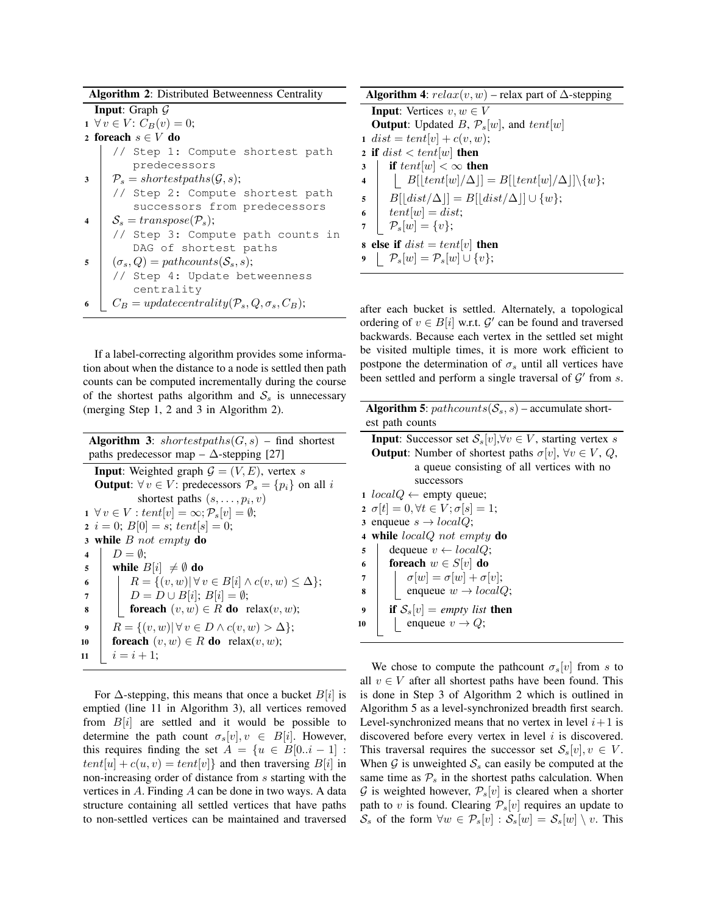**Algorithm 2**: Distributed Betweenness Centrality

```
Input: Graph 𝒢
1  ∀ v ∈ V: C_B(v) = 0;
2  foreach s ∈ V do
       // Step 1: Compute shortest path predecessors
3      𝒫_s = shortestpaths(𝒢, s);
       // Step 2: Compute shortest path successors from predecessors
4      𝒮_s = transpose(𝒫_s);
       // Step 3: Compute path counts in DAG of shortest paths
5      (σ_s, Q) = pathcounts(𝒮_s, s);
       // Step 4: Update betweenness centrality
6      C_B = updatecentrality(𝒫_s, Q, σ_s, C_B);
```

If a label-correcting algorithm provides some information about when the distance to a node is settled then path counts can be computed incrementally during the course of the shortest paths algorithm and $\mathcal{S}_s$ is unnecessary (merging Step 1, 2 and 3 in Algorithm 2).

**Algorithm 3**: $shortestpaths(G, s)$ – find shortest paths predecessor map – $\Delta$-stepping [27]

```
Input: Weighted graph 𝒢 = (V, E), vertex s
Output: ∀ v ∈ V: predecessors 𝒫_s = {p_i} on all i shortest paths (s, ..., p_i, v)
1  ∀ v ∈ V : tent[v] = ∞; 𝒫_s[v] = ∅;
2  i = 0; B[0] = s; tent[s] = 0;
3  while B not empty do
4      D = ∅;
5      while B[i] ≠ ∅ do
6          R = {(v, w) | ∀ v ∈ B[i] ∧ c(v, w) ≤ Δ};
7          D = D ∪ B[i]; B[i] = ∅;
8          foreach (v, w) ∈ R do relax(v, w);
9      R = {(v, w) | ∀ v ∈ D ∧ c(v, w) > Δ};
10     foreach (v, w) ∈ R do relax(v, w);
11     i = i + 1;
```

For $\Delta$-stepping, this means that once a bucket $B[i]$ is emptied (line 11 in Algorithm 3), all vertices removed from $B[i]$ are settled and it would be possible to determine the path count $\sigma_s[v], v \in B[i]$. However, this requires finding the set $A = \{u \in B[0..i-1] : tent[u] + c(u, v) = tent[v]\}$ and then traversing $B[i]$ in non-increasing order of distance from $s$ starting with the vertices in $A$. Finding $A$ can be done in two ways. A data structure containing all settled vertices that have paths to non-settled vertices can be maintained and traversed after each bucket is settled. Alternately, a topological ordering of $v \in B[i]$ w.r.t. $\mathcal{G}'$ can be found and traversed backwards. Because each vertex in the settled set might be visited multiple times, it is more work efficient to postpone the determination of $\sigma_s$ until all vertices have been settled and perform a single traversal of $\mathcal{G}'$ from $s$.

**Algorithm 4**: $relax(v, w)$ – relax part of $\Delta$-stepping

```
Input: Vertices v, w ∈ V
Output: Updated B, 𝒫_s[w], and tent[w]
1  dist = tent[v] + c(v, w);
2  if dist < tent[w] then
3      if tent[w] < ∞ then
4          B[⌊tent[w]/Δ⌋] = B[⌊tent[w]/Δ⌋] \ {w};
5      B[⌊dist/Δ⌋] = B[⌊dist/Δ⌋] ∪ {w};
6      tent[w] = dist;
7      𝒫_s[w] = {v};
8  else if dist = tent[v] then
9      𝒫_s[w] = 𝒫_s[w] ∪ {v};
```

**Algorithm 5**: $pathcounts(\mathcal{S}_s, s)$ – accumulate shortest path counts

```
Input: Successor set 𝒮_s[v], ∀v ∈ V, starting vertex s
Output: Number of shortest paths σ[v], ∀ v ∈ V, Q, a queue consisting of all vertices with no successors
1  localQ ← empty queue;
2  σ[t] = 0, ∀ t ∈ V; σ[s] = 1;
3  enqueue s → localQ;
4  while localQ not empty do
5      dequeue v ← localQ;
6      foreach w ∈ S[v] do
7          σ[w] = σ[w] + σ[v];
8          enqueue w → localQ;
9      if 𝒮_s[v] = empty list then
10         enqueue v → Q;
```

We chose to compute the pathcount $\sigma_s[v]$ from $s$ to all $v \in V$ after all shortest paths have been found. This is done in Step 3 of Algorithm 2 which is outlined in Algorithm 5 as a level-synchronized breadth first search. Level-synchronized means that no vertex in level $i+1$ is discovered before every vertex in level $i$ is discovered. This traversal requires the successor set $\mathcal{S}_s[v], v \in V$. When $\mathcal{G}$ is unweighted $\mathcal{S}_s$ can easily be computed at the same time as $\mathcal{P}_s$ in the shortest paths calculation. When $\mathcal{G}$ is weighted however, $\mathcal{P}_s[v]$ is cleared when a shorter path to $v$ is found. Clearing $\mathcal{P}_s[v]$ requires an update to $\mathcal{S}_s$ of the form $\forall w \in \mathcal{P}_s[v] : \mathcal{S}_s[w] = \mathcal{S}_s[w] \setminus v$. This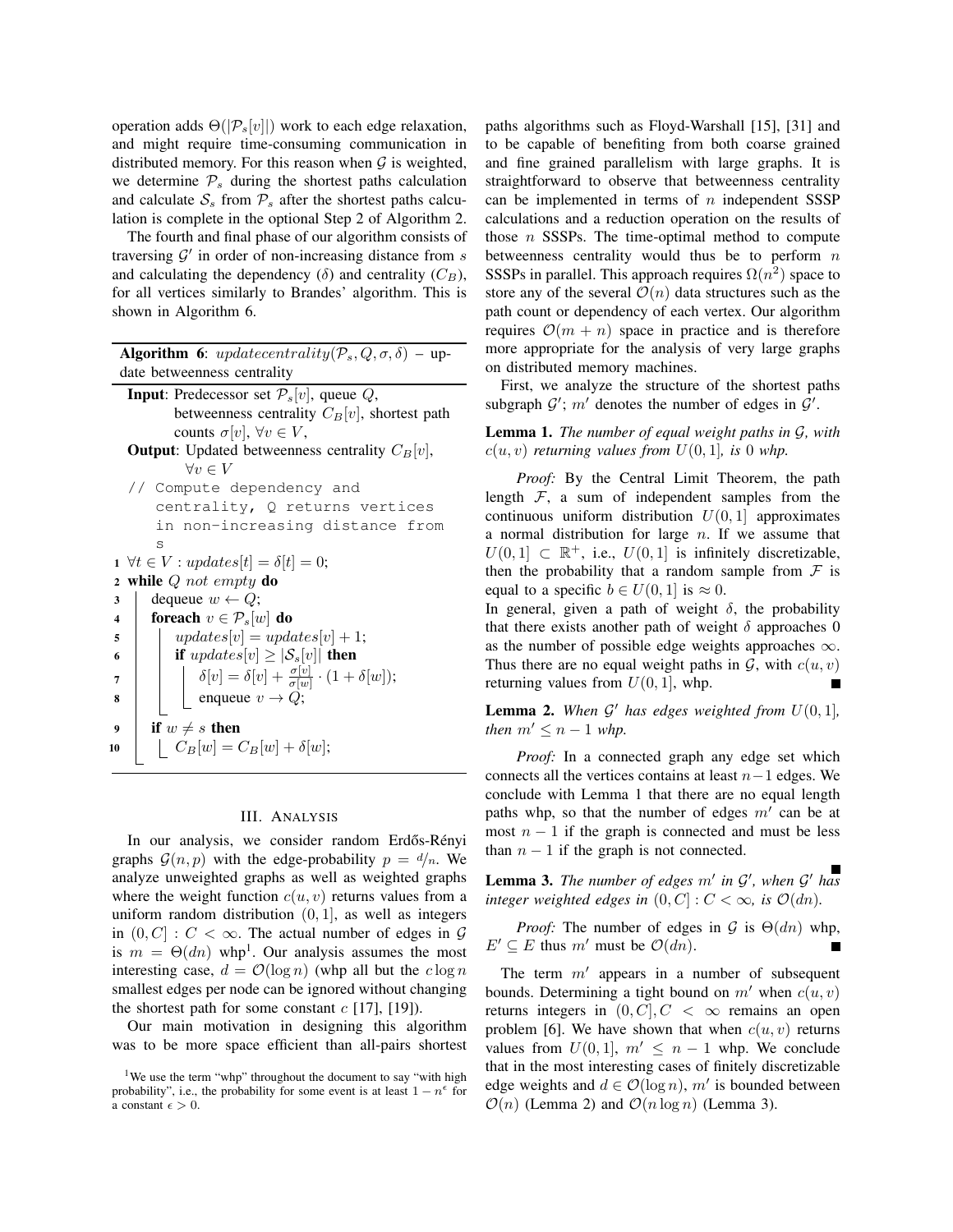operation adds $\Theta(|\mathcal{P}_s[v]|)$ work to each edge relaxation, and might require time-consuming communication in distributed memory. For this reason when $\mathcal{G}$ is weighted, we determine $\mathcal{P}_s$ during the shortest paths calculation and calculate $\mathcal{S}_s$ from $\mathcal{P}_s$ after the shortest paths calculation is complete in the optional Step 2 of Algorithm 2.

The fourth and final phase of our algorithm consists of traversing $\mathcal{G}'$ in order of non-increasing distance from $s$ and calculating the dependency ($\delta$) and centrality ($C_B$), for all vertices similarly to Brandes' algorithm. This is shown in Algorithm 6.

**Algorithm 6**: $updatecentrality(\mathcal{P}_s, Q, \sigma, \delta)$ – update betweenness centrality

**Input**: Predecessor set $\mathcal{P}_s[v]$, queue $Q$, betweenness centrality $C_B[v]$, shortest path counts $\sigma[v]$, $\forall v \in V$,

**Output**: Updated betweenness centrality $C_B[v]$, $\forall v \in V$

```
   // Compute dependency and
      centrality, Q returns vertices
      in non-increasing distance from
      s
1  ∀t ∈ V : updates[t] = δ[t] = 0;
2  while Q not empty do
3      dequeue w ← Q;
4      foreach v ∈ P_s[w] do
5          updates[v] = updates[v] + 1;
6          if updates[v] ≥ |S_s[v]| then
7              δ[v] = δ[v] + σ[v]/σ[w] · (1 + δ[w]);
8              enqueue v → Q;
9      if w ≠ s then
10         C_B[w] = C_B[w] + δ[w];
```

## III. Analysis

In our analysis, we consider random Erdős-Rényi graphs $\mathcal{G}(n, p)$ with the edge-probability $p = d/n$. We analyze unweighted graphs as well as weighted graphs where the weight function $c(u, v)$ returns values from a uniform random distribution $(0, 1]$, as well as integers in $(0, C] : C < \infty$. The actual number of edges in $\mathcal{G}$ is $m = \Theta(dn)$ whp[1]. Our analysis assumes the most interesting case, $d = \mathcal{O}(\log n)$ (whp all but the $c \log n$ smallest edges per node can be ignored without changing the shortest path for some constant $c$ [17], [19]).

Our main motivation in designing this algorithm was to be more space efficient than all-pairs shortest paths algorithms such as Floyd-Warshall [15], [31] and to be capable of benefiting from both coarse grained and fine grained parallelism with large graphs. It is straightforward to observe that betweenness centrality can be implemented in terms of $n$ independent SSSP calculations and a reduction operation on the results of those $n$ SSSPs. The time-optimal method to compute betweenness centrality would thus be to perform $n$ SSSPs in parallel. This approach requires $\Omega(n^2)$ space to store any of the several $\mathcal{O}(n)$ data structures such as the path count or dependency of each vertex. Our algorithm requires $\mathcal{O}(m + n)$ space in practice and is therefore more appropriate for the analysis of very large graphs on distributed memory machines.

First, we analyze the structure of the shortest paths subgraph $\mathcal{G}'$; $m'$ denotes the number of edges in $\mathcal{G}'$.

**Lemma 1.** *The number of equal weight paths in $\mathcal{G}$, with $c(u, v)$ returning values from $U(0, 1]$, is 0 whp.*

*Proof:* By the Central Limit Theorem, the path length $\mathcal{F}$, a sum of independent samples from the continuous uniform distribution $U(0, 1]$ approximates a normal distribution for large $n$. If we assume that $U(0, 1] \subset \mathbb{R}^+$, i.e., $U(0, 1]$ is infinitely discretizable, then the probability that a random sample from $\mathcal{F}$ is equal to a specific $b \in U(0, 1]$ is $\approx 0$.
In general, given a path of weight $\delta$, the probability that there exists another path of weight $\delta$ approaches 0 as the number of possible edge weights approaches $\infty$. Thus there are no equal weight paths in $\mathcal{G}$, with $c(u, v)$ returning values from $U(0, 1]$, whp. ∎

**Lemma 2.** *When $\mathcal{G}'$ has edges weighted from $U(0, 1]$, then $m' \leq n - 1$ whp.*

*Proof:* In a connected graph any edge set which connects all the vertices contains at least $n-1$ edges. We conclude with Lemma 1 that there are no equal length paths whp, so that the number of edges $m'$ can be at most $n - 1$ if the graph is connected and must be less than $n - 1$ if the graph is not connected. ∎

**Lemma 3.** *The number of edges $m'$ in $\mathcal{G}'$, when $\mathcal{G}'$ has integer weighted edges in $(0, C] : C < \infty$, is $\mathcal{O}(dn)$.*

*Proof:* The number of edges in $\mathcal{G}$ is $\Theta(dn)$ whp, $E' \subseteq E$ thus $m'$ must be $\mathcal{O}(dn)$. ∎

The term $m'$ appears in a number of subsequent bounds. Determining a tight bound on $m'$ when $c(u, v)$ returns integers in $(0, C], C < \infty$ remains an open problem [6]. We have shown that when $c(u, v)$ returns values from $U(0, 1]$, $m' \leq n - 1$ whp. We conclude that in the most interesting cases of finitely discretizable edge weights and $d \in \mathcal{O}(\log n)$, $m'$ is bounded between $\mathcal{O}(n)$ (Lemma 2) and $\mathcal{O}(n \log n)$ (Lemma 3).

[1] We use the term "whp" throughout the document to say "with high probability", i.e., the probability for some event is at least $1 - n^{\epsilon}$ for a constant $\epsilon > 0$.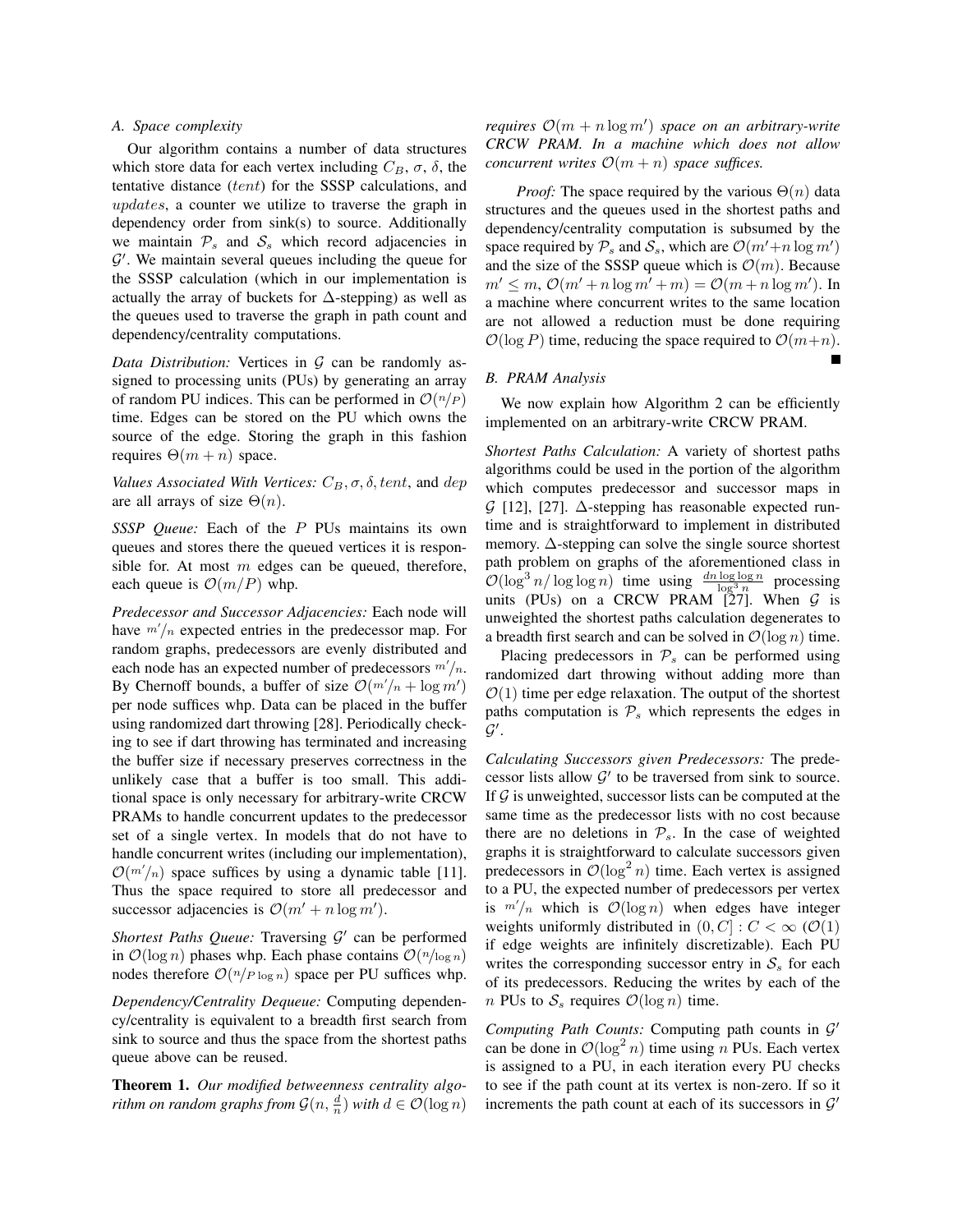### A. Space complexity

Our algorithm contains a number of data structures which store data for each vertex including $C_B$, $\sigma$, $\delta$, the tentative distance ($tent$) for the SSSP calculations, and $updates$, a counter we utilize to traverse the graph in dependency order from sink(s) to source. Additionally we maintain $\mathcal{P}_s$ and $\mathcal{S}_s$ which record adjacencies in $\mathcal{G}'$. We maintain several queues including the queue for the SSSP calculation (which in our implementation is actually the array of buckets for $\Delta$-stepping) as well as the queues used to traverse the graph in path count and dependency/centrality computations.

*Data Distribution:* Vertices in $\mathcal{G}$ can be randomly assigned to processing units (PUs) by generating an array of random PU indices. This can be performed in $\mathcal{O}(n/P)$ time. Edges can be stored on the PU which owns the source of the edge. Storing the graph in this fashion requires $\Theta(m+n)$ space.

*Values Associated With Vertices:* $C_B, \sigma, \delta, tent$, and $dep$ are all arrays of size $\Theta(n)$.

*SSSP Queue:* Each of the $P$ PUs maintains its own queues and stores there the queued vertices it is responsible for. At most $m$ edges can be queued, therefore, each queue is $\mathcal{O}(m/P)$ whp.

*Predecessor and Successor Adjacencies:* Each node will have $m'/n$ expected entries in the predecessor map. For random graphs, predecessors are evenly distributed and each node has an expected number of predecessors $m'/n$. By Chernoff bounds, a buffer of size $\mathcal{O}(m'/n + \log m')$ per node suffices whp. Data can be placed in the buffer using randomized dart throwing [28]. Periodically checking to see if dart throwing has terminated and increasing the buffer size if necessary preserves correctness in the unlikely case that a buffer is too small. This additional space is only necessary for arbitrary-write CRCW PRAMs to handle concurrent updates to the predecessor set of a single vertex. In models that do not have to handle concurrent writes (including our implementation), $\mathcal{O}(m'/n)$ space suffices by using a dynamic table [11]. Thus the space required to store all predecessor and successor adjacencies is $\mathcal{O}(m' + n \log m')$.

*Shortest Paths Queue:* Traversing $\mathcal{G}'$ can be performed in $\mathcal{O}(\log n)$ phases whp. Each phase contains $\mathcal{O}(n/\log n)$ nodes therefore $\mathcal{O}(n/P \log n)$ space per PU suffices whp.

*Dependency/Centrality Dequeue:* Computing dependency/centrality is equivalent to a breadth first search from sink to source and thus the space from the shortest paths queue above can be reused.

**Theorem 1.** *Our modified betweenness centrality algorithm on random graphs from $\mathcal{G}(n, \frac{d}{n})$ with $d \in \mathcal{O}(\log n)$ requires $\mathcal{O}(m + n \log m')$ space on an arbitrary-write CRCW PRAM. In a machine which does not allow concurrent writes $\mathcal{O}(m+n)$ space suffices.*

*Proof:* The space required by the various $\Theta(n)$ data structures and the queues used in the shortest paths and dependency/centrality computation is subsumed by the space required by $\mathcal{P}_s$ and $\mathcal{S}_s$, which are $\mathcal{O}(m'+n \log m')$ and the size of the SSSP queue which is $\mathcal{O}(m)$. Because $m' \leq m$, $\mathcal{O}(m' + n \log m' + m) = \mathcal{O}(m + n \log m')$. In a machine where concurrent writes to the same location are not allowed a reduction must be done requiring $\mathcal{O}(\log P)$ time, reducing the space required to $\mathcal{O}(m+n)$. ■

### B. PRAM Analysis

We now explain how Algorithm 2 can be efficiently implemented on an arbitrary-write CRCW PRAM.

*Shortest Paths Calculation:* A variety of shortest paths algorithms could be used in the portion of the algorithm which computes predecessor and successor maps in $\mathcal{G}$ [12], [27]. $\Delta$-stepping has reasonable expected runtime and is straightforward to implement in distributed memory. $\Delta$-stepping can solve the single source shortest path problem on graphs of the aforementioned class in $\mathcal{O}(\log^3 n / \log \log n)$ time using $\frac{dn \log \log n}{\log^3 n}$ processing units (PUs) on a CRCW PRAM [27]. When $\mathcal{G}$ is unweighted the shortest paths calculation degenerates to a breadth first search and can be solved in $\mathcal{O}(\log n)$ time.

Placing predecessors in $\mathcal{P}_s$ can be performed using randomized dart throwing without adding more than $\mathcal{O}(1)$ time per edge relaxation. The output of the shortest paths computation is $\mathcal{P}_s$ which represents the edges in $\mathcal{G}'$.

*Calculating Successors given Predecessors:* The predecessor lists allow $\mathcal{G}'$ to be traversed from sink to source. If $\mathcal{G}$ is unweighted, successor lists can be computed at the same time as the predecessor lists with no cost because there are no deletions in $\mathcal{P}_s$. In the case of weighted graphs it is straightforward to calculate successors given predecessors in $\mathcal{O}(\log^2 n)$ time. Each vertex is assigned to a PU, the expected number of predecessors per vertex is $m'/n$ which is $\mathcal{O}(\log n)$ when edges have integer weights uniformly distributed in $(0, C] : C < \infty$ ($\mathcal{O}(1)$ if edge weights are infinitely discretizable). Each PU writes the corresponding successor entry in $\mathcal{S}_s$ for each of its predecessors. Reducing the writes by each of the $n$ PUs to $\mathcal{S}_s$ requires $\mathcal{O}(\log n)$ time.

*Computing Path Counts:* Computing path counts in $\mathcal{G}'$ can be done in $\mathcal{O}(\log^2 n)$ time using $n$ PUs. Each vertex is assigned to a PU, in each iteration every PU checks to see if the path count at its vertex is non-zero. If so it increments the path count at each of its successors in $\mathcal{G}'$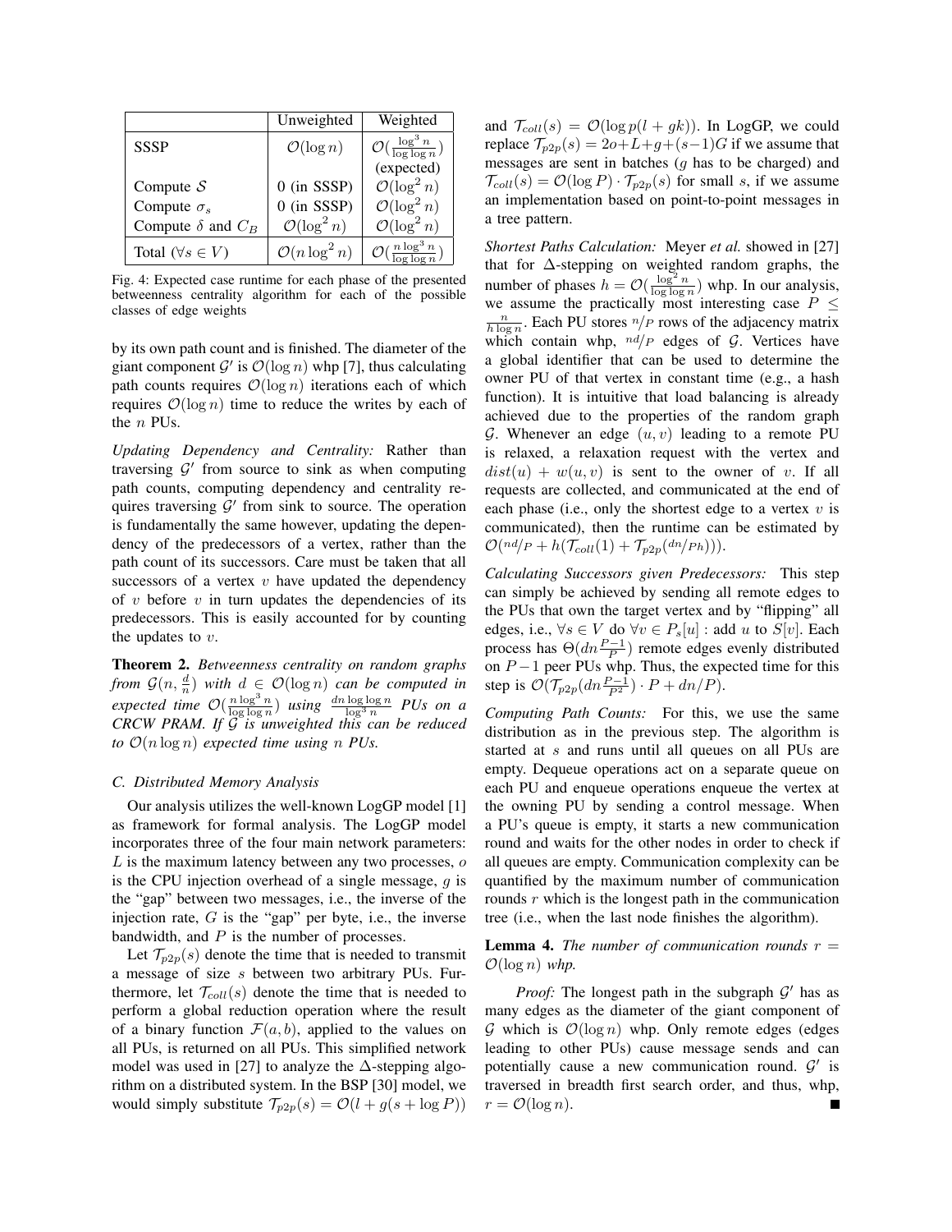|  | Unweighted | Weighted |
|---|---|---|
| SSSP | $\mathcal{O}(\log n)$ | $\mathcal{O}(\frac{\log^3 n}{\log\log n})$ (expected) |
| Compute $\mathcal{S}$ | 0 (in SSSP) | $\mathcal{O}(\log^2 n)$ |
| Compute $\sigma_s$ | 0 (in SSSP) | $\mathcal{O}(\log^2 n)$ |
| Compute $\delta$ and $C_B$ | $\mathcal{O}(\log^2 n)$ | $\mathcal{O}(\log^2 n)$ |
| Total ($\forall s \in V$) | $\mathcal{O}(n \log^2 n)$ | $\mathcal{O}(\frac{n \log^3 n}{\log\log n})$ |

Fig. 4: Expected case runtime for each phase of the presented betweenness centrality algorithm for each of the possible classes of edge weights

by its own path count and is finished. The diameter of the giant component $\mathcal{G}'$ is $\mathcal{O}(\log n)$ whp [7], thus calculating path counts requires $\mathcal{O}(\log n)$ iterations each of which requires $\mathcal{O}(\log n)$ time to reduce the writes by each of the $n$ PUs.

*Updating Dependency and Centrality:* Rather than traversing $\mathcal{G}'$ from source to sink as when computing path counts, computing dependency and centrality requires traversing $\mathcal{G}'$ from sink to source. The operation is fundamentally the same however, updating the dependency of the predecessors of a vertex, rather than the path count of its successors. Care must be taken that all successors of a vertex $v$ have updated the dependency of $v$ before $v$ in turn updates the dependencies of its predecessors. This is easily accounted for by counting the updates to $v$.

**Theorem 2.** *Betweenness centrality on random graphs from $\mathcal{G}(n, \frac{d}{n})$ with $d \in \mathcal{O}(\log n)$ can be computed in expected time $\mathcal{O}(\frac{n \log^3 n}{\log\log n})$ using $\frac{dn \log\log n}{\log^3 n}$ PUs on a CRCW PRAM. If $\mathcal{G}$ is unweighted this can be reduced to $\mathcal{O}(n \log n)$ expected time using $n$ PUs.*

### C. Distributed Memory Analysis

Our analysis utilizes the well-known LogGP model [1] as framework for formal analysis. The LogGP model incorporates three of the four main network parameters: $L$ is the maximum latency between any two processes, $o$ is the CPU injection overhead of a single message, $g$ is the "gap" between two messages, i.e., the inverse of the injection rate, $G$ is the "gap" per byte, i.e., the inverse bandwidth, and $P$ is the number of processes.

Let $\mathcal{T}_{p2p}(s)$ denote the time that is needed to transmit a message of size $s$ between two arbitrary PUs. Furthermore, let $\mathcal{T}_{coll}(s)$ denote the time that is needed to perform a global reduction operation where the result of a binary function $\mathcal{F}(a, b)$, applied to the values on all PUs, is returned on all PUs. This simplified network model was used in [27] to analyze the $\Delta$-stepping algorithm on a distributed system. In the BSP [30] model, we would simply substitute $\mathcal{T}_{p2p}(s) = \mathcal{O}(l + g(s + \log P))$ and $\mathcal{T}_{coll}(s) = \mathcal{O}(\log p(l + gk))$. In LogGP, we could replace $\mathcal{T}_{p2p}(s) = 2o+L+g+(s-1)G$ if we assume that messages are sent in batches ($g$ has to be charged) and $\mathcal{T}_{coll}(s) = \mathcal{O}(\log P) \cdot \mathcal{T}_{p2p}(s)$ for small $s$, if we assume an implementation based on point-to-point messages in a tree pattern.

*Shortest Paths Calculation:* Meyer *et al.* showed in [27] that for $\Delta$-stepping on weighted random graphs, the number of phases $h = \mathcal{O}(\frac{\log^2 n}{\log\log n})$ whp. In our analysis, we assume the practically most interesting case $P \leq \frac{n}{h \log n}$. Each PU stores $n/P$ rows of the adjacency matrix which contain whp, $nd/P$ edges of $\mathcal{G}$. Vertices have a global identifier that can be used to determine the owner PU of that vertex in constant time (e.g., a hash function). It is intuitive that load balancing is already achieved due to the properties of the random graph $\mathcal{G}$. Whenever an edge $(u, v)$ leading to a remote PU is relaxed, a relaxation request with the vertex and $dist(u) + w(u, v)$ is sent to the owner of $v$. If all requests are collected, and communicated at the end of each phase (i.e., only the shortest edge to a vertex $v$ is communicated), then the runtime can be estimated by $\mathcal{O}(nd/P + h(\mathcal{T}_{coll}(1) + \mathcal{T}_{p2p}(dn/Ph)))$.

*Calculating Successors given Predecessors:* This step can simply be achieved by sending all remote edges to the PUs that own the target vertex and by "flipping" all edges, i.e., $\forall s \in V$ do $\forall v \in P_s[u]$ : add $u$ to $S[v]$. Each process has $\Theta(dn\frac{P-1}{P})$ remote edges evenly distributed on $P-1$ peer PUs whp. Thus, the expected time for this step is $\mathcal{O}(\mathcal{T}_{p2p}(dn\frac{P-1}{P^2}) \cdot P + dn/P)$.

*Computing Path Counts:* For this, we use the same distribution as in the previous step. The algorithm is started at $s$ and runs until all queues on all PUs are empty. Dequeue operations act on a separate queue on each PU and enqueue operations enqueue the vertex at the owning PU by sending a control message. When a PU's queue is empty, it starts a new communication round and waits for the other nodes in order to check if all queues are empty. Communication complexity can be quantified by the maximum number of communication rounds $r$ which is the longest path in the communication tree (i.e., when the last node finishes the algorithm).

**Lemma 4.** *The number of communication rounds $r = \mathcal{O}(\log n)$ whp.*

*Proof:* The longest path in the subgraph $\mathcal{G}'$ has as many edges as the diameter of the giant component of $\mathcal{G}$ which is $\mathcal{O}(\log n)$ whp. Only remote edges (edges leading to other PUs) cause message sends and can potentially cause a new communication round. $\mathcal{G}'$ is traversed in breadth first search order, and thus, whp, $r = \mathcal{O}(\log n)$. ∎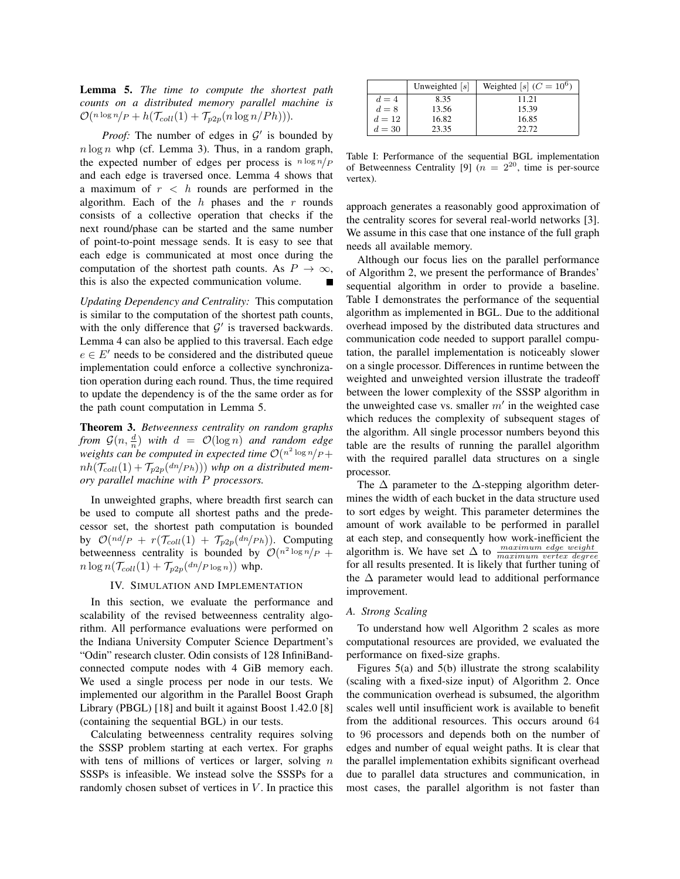**Lemma 5.** *The time to compute the shortest path counts on a distributed memory parallel machine is $\mathcal{O}(^{n \log n}/_{P} + h(\mathcal{T}_{coll}(1) + \mathcal{T}_{p2p}(n \log n/Ph)))$.*

*Proof:* The number of edges in $\mathcal{G}'$ is bounded by $n \log n$ whp (cf. Lemma 3). Thus, in a random graph, the expected number of edges per process is $^{n \log n}/_{P}$ and each edge is traversed once. Lemma 4 shows that a maximum of $r < h$ rounds are performed in the algorithm. Each of the $h$ phases and the $r$ rounds consists of a collective operation that checks if the next round/phase can be started and the same number of point-to-point message sends. It is easy to see that each edge is communicated at most once during the computation of the shortest path counts. As $P \to \infty$, this is also the expected communication volume. ■

*Updating Dependency and Centrality:* This computation is similar to the computation of the shortest path counts, with the only difference that $\mathcal{G}'$ is traversed backwards. Lemma 4 can also be applied to this traversal. Each edge $e \in E'$ needs to be considered and the distributed queue implementation could enforce a collective synchronization operation during each round. Thus, the time required to update the dependency is of the same order as for the path count computation in Lemma 5.

**Theorem 3.** *Betweenness centrality on random graphs from $\mathcal{G}(n, \frac{d}{n})$ with $d = \mathcal{O}(\log n)$ and random edge weights can be computed in expected time $\mathcal{O}(^{n^2 \log n}/_{P} + nh(\mathcal{T}_{coll}(1) + \mathcal{T}_{p2p}(^{dn}/_{Ph})))$ whp on a distributed memory parallel machine with $P$ processors.*

In unweighted graphs, where breadth first search can be used to compute all shortest paths and the predecessor set, the shortest path computation is bounded by $\mathcal{O}(^{nd}/_{P} + r(\mathcal{T}_{coll}(1) + \mathcal{T}_{p2p}(^{dn}/_{Ph}))$. Computing betweenness centrality is bounded by $\mathcal{O}(^{n^2 \log n}/_{P} + n \log n(\mathcal{T}_{coll}(1) + \mathcal{T}_{p2p}(^{dn}/_{P \log n}))$ whp.

## IV. Simulation and Implementation

In this section, we evaluate the performance and scalability of the revised betweenness centrality algorithm. All performance evaluations were performed on the Indiana University Computer Science Department's "Odin" research cluster. Odin consists of 128 InfiniBand-connected compute nodes with 4 GiB memory each. We used a single process per node in our tests. We implemented our algorithm in the Parallel Boost Graph Library (PBGL) [18] and built it against Boost 1.42.0 [8] (containing the sequential BGL) in our tests.

Calculating betweenness centrality requires solving the SSSP problem starting at each vertex. For graphs with tens of millions of vertices or larger, solving $n$ SSSPs is infeasible. We instead solve the SSSPs for a randomly chosen subset of vertices in $V$. In practice this approach generates a reasonably good approximation of the centrality scores for several real-world networks [3]. We assume in this case that one instance of the full graph needs all available memory.

|  | Unweighted $[s]$ | Weighted $[s]$ ($C = 10^6$) |
|---|---|---|
| $d = 4$ | 8.35 | 11.21 |
| $d = 8$ | 13.56 | 15.39 |
| $d = 12$ | 16.82 | 16.85 |
| $d = 30$ | 23.35 | 22.72 |

Table I: Performance of the sequential BGL implementation of Betweenness Centrality [9] ($n = 2^{20}$, time is per-source vertex).

Although our focus lies on the parallel performance of Algorithm 2, we present the performance of Brandes' sequential algorithm in order to provide a baseline. Table I demonstrates the performance of the sequential algorithm as implemented in BGL. Due to the additional overhead imposed by the distributed data structures and communication code needed to support parallel computation, the parallel implementation is noticeably slower on a single processor. Differences in runtime between the weighted and unweighted version illustrate the tradeoff between the lower complexity of the SSSP algorithm in the unweighted case vs. smaller $m'$ in the weighted case which reduces the complexity of subsequent stages of the algorithm. All single processor numbers beyond this table are the results of running the parallel algorithm with the required parallel data structures on a single processor.

The $\Delta$ parameter to the $\Delta$-stepping algorithm determines the width of each bucket in the data structure used to sort edges by weight. This parameter determines the amount of work available to be performed in parallel at each step, and consequently how work-inefficient the algorithm is. We have set $\Delta$ to $\frac{maximum\ edge\ weight}{maximum\ vertex\ degree}$ for all results presented. It is likely that further tuning of the $\Delta$ parameter would lead to additional performance improvement.

### A. Strong Scaling

To understand how well Algorithm 2 scales as more computational resources are provided, we evaluated the performance on fixed-size graphs.

Figures 5(a) and 5(b) illustrate the strong scalability (scaling with a fixed-size input) of Algorithm 2. Once the communication overhead is subsumed, the algorithm scales well until insufficient work is available to benefit from the additional resources. This occurs around 64 to 96 processors and depends both on the number of edges and number of equal weight paths. It is clear that the parallel implementation exhibits significant overhead due to parallel data structures and communication, in most cases, the parallel algorithm is not faster than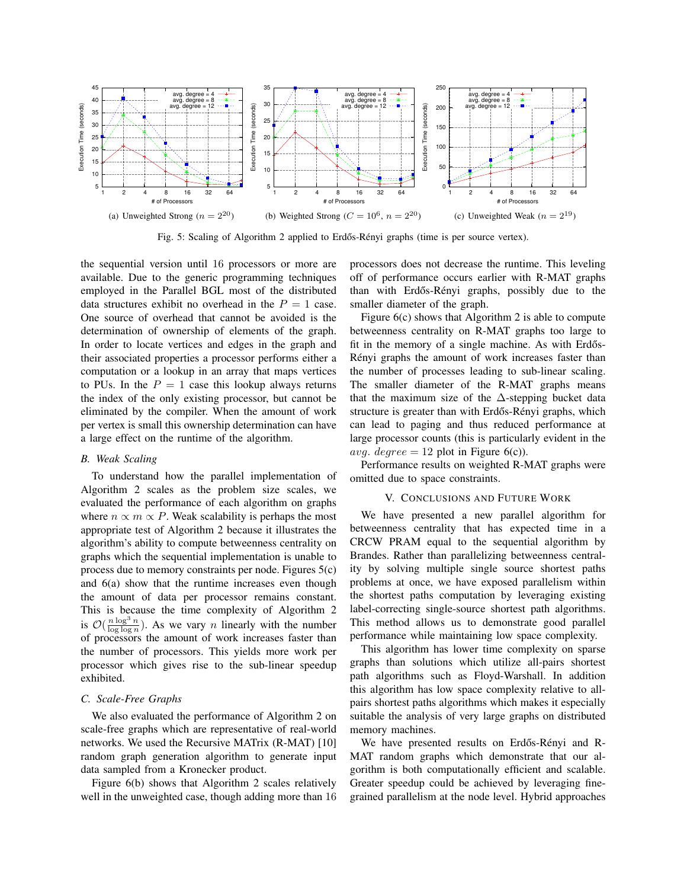(a) Unweighted Strong ($n = 2^{20}$)

(b) Weighted Strong ($C = 10^6$, $n = 2^{20}$)

(c) Unweighted Weak ($n = 2^{19}$)

Fig. 5: Scaling of Algorithm 2 applied to Erdős-Rényi graphs (time is per source vertex).

the sequential version until 16 processors or more are available. Due to the generic programming techniques employed in the Parallel BGL most of the distributed data structures exhibit no overhead in the $P = 1$ case. One source of overhead that cannot be avoided is the determination of ownership of elements of the graph. In order to locate vertices and edges in the graph and their associated properties a processor performs either a computation or a lookup in an array that maps vertices to PUs. In the $P = 1$ case this lookup always returns the index of the only existing processor, but cannot be eliminated by the compiler. When the amount of work per vertex is small this ownership determination can have a large effect on the runtime of the algorithm.

### *B. Weak Scaling*

To understand how the parallel implementation of Algorithm 2 scales as the problem size scales, we evaluated the performance of each algorithm on graphs where $n \propto m \propto P$. Weak scalability is perhaps the most appropriate test of Algorithm 2 because it illustrates the algorithm's ability to compute betweenness centrality on graphs which the sequential implementation is unable to process due to memory constraints per node. Figures 5(c) and 6(a) show that the runtime increases even though the amount of data per processor remains constant. This is because the time complexity of Algorithm 2 is $\mathcal{O}(\frac{n \log^3 n}{\log \log n})$. As we vary $n$ linearly with the number of processors the amount of work increases faster than the number of processors. This yields more work per processor which gives rise to the sub-linear speedup exhibited.

### *C. Scale-Free Graphs*

We also evaluated the performance of Algorithm 2 on scale-free graphs which are representative of real-world networks. We used the Recursive MATrix (R-MAT) [10] random graph generation algorithm to generate input data sampled from a Kronecker product.

Figure 6(b) shows that Algorithm 2 scales relatively well in the unweighted case, though adding more than 16 processors does not decrease the runtime. This leveling off of performance occurs earlier with R-MAT graphs than with Erdős-Rényi graphs, possibly due to the smaller diameter of the graph.

Figure 6(c) shows that Algorithm 2 is able to compute betweenness centrality on R-MAT graphs too large to fit in the memory of a single machine. As with Erdős-Rényi graphs the amount of work increases faster than the number of processes leading to sub-linear scaling. The smaller diameter of the R-MAT graphs means that the maximum size of the $\Delta$-stepping bucket data structure is greater than with Erdős-Rényi graphs, which can lead to paging and thus reduced performance at large processor counts (this is particularly evident in the $avg.\ degree = 12$ plot in Figure 6(c)).

Performance results on weighted R-MAT graphs were omitted due to space constraints.

## V. Conclusions and Future Work

We have presented a new parallel algorithm for betweenness centrality that has expected time in a CRCW PRAM equal to the sequential algorithm by Brandes. Rather than parallelizing betweenness centrality by solving multiple single source shortest paths problems at once, we have exposed parallelism within the shortest paths computation by leveraging existing label-correcting single-source shortest path algorithms. This method allows us to demonstrate good parallel performance while maintaining low space complexity.

This algorithm has lower time complexity on sparse graphs than solutions which utilize all-pairs shortest path algorithms such as Floyd-Warshall. In addition this algorithm has low space complexity relative to all-pairs shortest paths algorithms which makes it especially suitable the analysis of very large graphs on distributed memory machines.

We have presented results on Erdős-Rényi and R-MAT random graphs which demonstrate that our algorithm is both computationally efficient and scalable. Greater speedup could be achieved by leveraging fine-grained parallelism at the node level. Hybrid approaches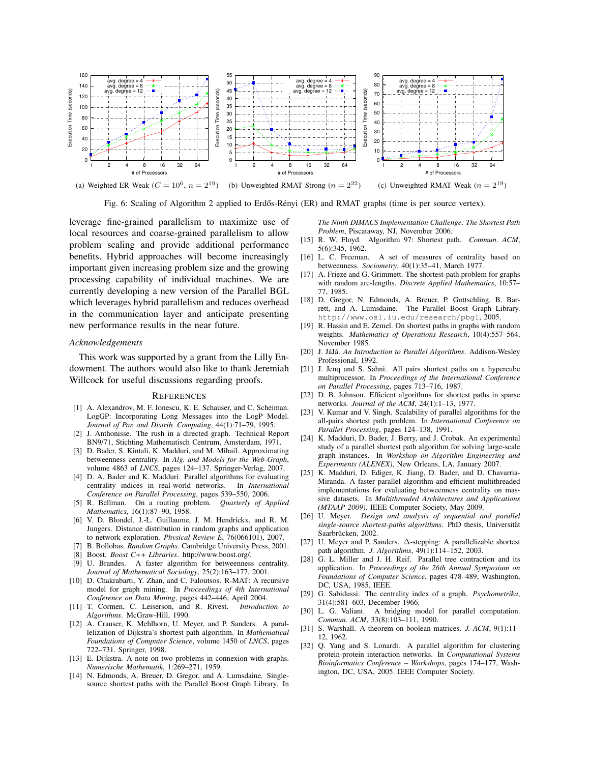160
140
120
100
80
60
40
20
0

Execution Time (seconds)

avg. degree = 4
avg. degree = 8
avg. degree = 12

1 2 4 8 16 32 64

# of Processors

(a) Weighted ER Weak ($C = 10^6$, $n = 2^{19}$)

55
50
45
40
35
30
25
20
15
10
5
0

Execution Time (seconds)

avg. degree = 4
avg. degree = 8
avg. degree = 12

1 2 4 8 16 32 64

# of Processors

(b) Unweighted RMAT Strong ($n = 2^{22}$)

90
80
70
60
50
40
30
20
10
0

Execution Time (seconds)

avg. degree = 4
avg. degree = 8
avg. degree = 12

1 2 4 8 16 32 64

# of Processors

(c) Unweighted RMAT Weak ($n = 2^{19}$)

Fig. 6: Scaling of Algorithm 2 applied to Erdős-Rényi (ER) and RMAT graphs (time is per source vertex).

leverage fine-grained parallelism to maximize use of local resources and coarse-grained parallelism to allow problem scaling and provide additional performance benefits. Hybrid approaches will become increasingly important given increasing problem size and the growing processing capability of individual machines. We are currently developing a new version of the Parallel BGL which leverages hybrid parallelism and reduces overhead in the communication layer and anticipate presenting new performance results in the near future.

### Acknowledgements

This work was supported by a grant from the Lilly Endowment. The authors would also like to thank Jeremiah Willcock for useful discussions regarding proofs.

## References

[1] A. Alexandrov, M. F. Ionescu, K. E. Schauser, and C. Scheiman. LogGP: Incorporating Long Messages into the LogP Model. *Journal of Par. and Distrib. Computing*, 44(1):71–79, 1995.

[2] J. Anthonisse. The rush in a directed graph. Technical Report BN9/71, Stichting Mathematisch Centrum, Amsterdam, 1971.

[3] D. Bader, S. Kintali, K. Madduri, and M. Mihail. Approximating betweenness centrality. In *Alg. and Models for the Web-Graph*, volume 4863 of *LNCS*, pages 124–137. Springer-Verlag, 2007.

[4] D. A. Bader and K. Madduri. Parallel algorithms for evaluating centrality indices in real-world networks. In *International Conference on Parallel Processing*, pages 539–550, 2006.

[5] R. Bellman. On a routing problem. *Quarterly of Applied Mathematics*, 16(1):87–90, 1958.

[6] V. D. Blondel, J.-L. Guillaume, J. M. Hendrickx, and R. M. Jungers. Distance distribution in random graphs and application to network exploration. *Physical Review E*, 76(066101), 2007.

[7] B. Bollobas. *Random Graphs*. Cambridge University Press, 2001.

[8] Boost. *Boost C++ Libraries*. http://www.boost.org/.

[9] U. Brandes. A faster algorithm for betweenness centrality. *Journal of Mathematical Sociology*, 25(2):163–177, 2001.

[10] D. Chakrabarti, Y. Zhan, and C. Faloutsos. R-MAT: A recursive model for graph mining. In *Proceedings of 4th International Conference on Data Mining*, pages 442–446, April 2004.

[11] T. Cormen, C. Leiserson, and R. Rivest. *Introduction to Algorithms*. McGraw-Hill, 1990.

[12] A. Crauser, K. Mehlhorn, U. Meyer, and P. Sanders. A parallelization of Dijkstra's shortest path algorithm. In *Mathematical Foundations of Computer Science*, volume 1450 of *LNCS*, pages 722–731. Springer, 1998.

[13] E. Dijkstra. A note on two problems in connexion with graphs. *Numerische Mathematik*, 1:269–271, 1959.

[14] N. Edmonds, A. Breuer, D. Gregor, and A. Lumsdaine. Single-source shortest paths with the Parallel Boost Graph Library. In *The Ninth DIMACS Implementation Challenge: The Shortest Path Problem*, Piscataway, NJ, November 2006.

[15] R. W. Floyd. Algorithm 97: Shortest path. *Commun. ACM*, 5(6):345, 1962.

[16] L. C. Freeman. A set of measures of centrality based on betweenness. *Sociometry*, 40(1):35–41, March 1977.

[17] A. Frieze and G. Grimmett. The shortest-path problem for graphs with random arc-lengths. *Discrete Applied Mathematics*, 10:57–77, 1985.

[18] D. Gregor, N. Edmonds, A. Breuer, P. Gottschling, B. Barrett, and A. Lumsdaine. The Parallel Boost Graph Library. http://www.osl.iu.edu/research/pbgl, 2005.

[19] R. Hassin and E. Zemel. On shortest paths in graphs with random weights. *Mathematics of Operations Research*, 10(4):557–564, November 1985.

[20] J. JáJá. *An Introduction to Parallel Algorithms*. Addison-Wesley Professional, 1992.

[21] J. Jenq and S. Sahni. All pairs shortest paths on a hypercube multiprocessor. In *Proceedings of the International Conference on Parallel Processing*, pages 713–716, 1987.

[22] D. B. Johnson. Efficient algorithms for shortest paths in sparse networks. *Journal of the ACM*, 24(1):1–13, 1977.

[23] V. Kumar and V. Singh. Scalability of parallel algorithms for the all-pairs shortest path problem. In *International Conference on Parallel Processing*, pages 124–138, 1991.

[24] K. Madduri, D. Bader, J. Berry, and J. Crobak. An experimental study of a parallel shortest path algorithm for solving large-scale graph instances. In *Workshop on Algorithm Engineering and Experiments (ALENEX)*, New Orleans, LA, January 2007.

[25] K. Madduri, D. Ediger, K. Jiang, D. Bader, and D. Chavarria-Miranda. A faster parallel algorithm and efficient multithreaded implementations for evaluating betweenness centrality on massive datasets. In *Multithreaded Architectures and Applications (MTAAP 2009)*. IEEE Computer Society, May 2009.

[26] U. Meyer. *Design and analysis of sequential and parallel single-source shortest-paths algorithms*. PhD thesis, Universität Saarbrücken, 2002.

[27] U. Meyer and P. Sanders. Δ-stepping: A parallelizable shortest path algorithm. *J. Algorithms*, 49(1):114–152, 2003.

[28] G. L. Miller and J. H. Reif. Parallel tree contraction and its application. In *Proceedings of the 26th Annual Symposium on Foundations of Computer Science*, pages 478–489, Washington, DC, USA, 1985. IEEE.

[29] G. Sabidussi. The centrality index of a graph. *Psychometrika*, 31(4):581–603, December 1966.

[30] L. G. Valiant. A bridging model for parallel computation. *Commun. ACM*, 33(8):103–111, 1990.

[31] S. Warshall. A theorem on boolean matrices. *J. ACM*, 9(1):11–12, 1962.

[32] Q. Yang and S. Lonardi. A parallel algorithm for clustering protein-protein interaction networks. In *Computational Systems Bioinformatics Conference – Workshops*, pages 174–177, Washington, DC, USA, 2005. IEEE Computer Society.